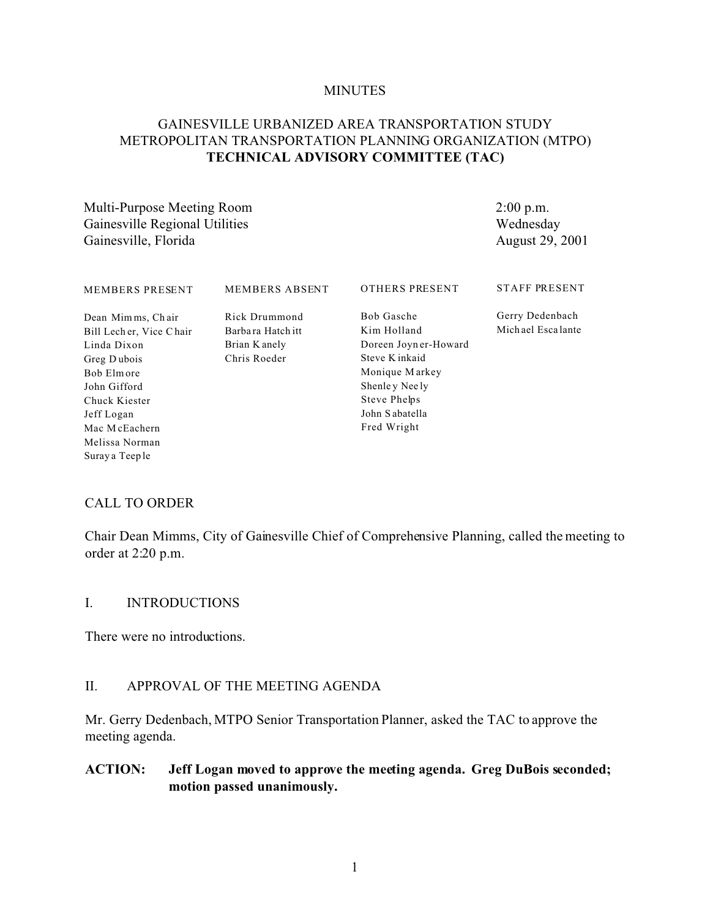MINUTES

# GAINESVILLE URBANIZED AREA TRANSPORTATION STUDY METROPOLITAN TRANSPORTATION PLANNING ORGANIZATION (MTPO) **TECHNICAL ADVISORY COMMITTEE (TAC)**

Multi-Purpose Meeting Room
Gainesville Regional Utilities
Gainesville, Florida

2:00 p.m.
Wednesday
August 29, 2001

| MEMBERS PRESENT | MEMBERS ABSENT | OTHERS PRESENT | STAFF PRESENT |
|---|---|---|---|
| Dean Mimms, Chair | Rick Drummond | Bob Gasche | Gerry Dedenbach |
| Bill Lecher, Vice Chair | Barbara Hatchitt | Kim Holland | Michael Escalante |
| Linda Dixon | Brian Kanely | Doreen Joyner-Howard | |
| Greg Dubois | Chris Roeder | Steve Kinkaid | |
| Bob Elmore | | Monique Markey | |
| John Gifford | | Shenley Neely | |
| Chuck Kiester | | Steve Phelps | |
| Jeff Logan | | John Sabatella | |
| Mac McEachern | | Fred Wright | |
| Melissa Norman | | | |
| Suraya Teeple | | | |

## CALL TO ORDER

Chair Dean Mimms, City of Gainesville Chief of Comprehensive Planning, called the meeting to order at 2:20 p.m.

## I. INTRODUCTIONS

There were no introductions.

## II. APPROVAL OF THE MEETING AGENDA

Mr. Gerry Dedenbach, MTPO Senior Transportation Planner, asked the TAC to approve the meeting agenda.

**ACTION: Jeff Logan moved to approve the meeting agenda. Greg DuBois seconded; motion passed unanimously.**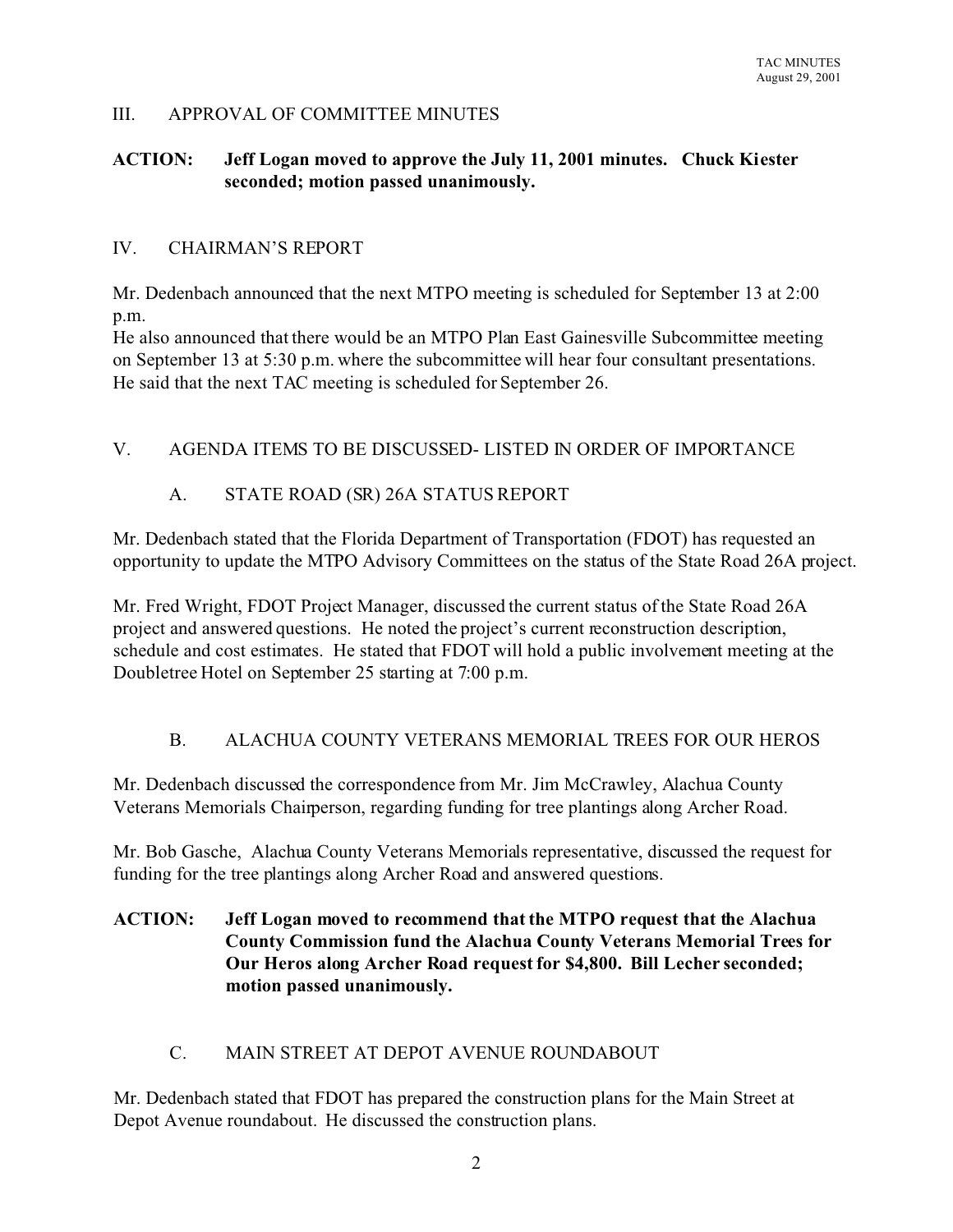## III. APPROVAL OF COMMITTEE MINUTES

**ACTION: Jeff Logan moved to approve the July 11, 2001 minutes. Chuck Kiester seconded; motion passed unanimously.**

## IV. CHAIRMAN'S REPORT

Mr. Dedenbach announced that the next MTPO meeting is scheduled for September 13 at 2:00 p.m.
He also announced that there would be an MTPO Plan East Gainesville Subcommittee meeting on September 13 at 5:30 p.m. where the subcommittee will hear four consultant presentations. He said that the next TAC meeting is scheduled for September 26.

## V. AGENDA ITEMS TO BE DISCUSSED- LISTED IN ORDER OF IMPORTANCE

### A. STATE ROAD (SR) 26A STATUS REPORT

Mr. Dedenbach stated that the Florida Department of Transportation (FDOT) has requested an opportunity to update the MTPO Advisory Committees on the status of the State Road 26A project.

Mr. Fred Wright, FDOT Project Manager, discussed the current status of the State Road 26A project and answered questions. He noted the project's current reconstruction description, schedule and cost estimates. He stated that FDOT will hold a public involvement meeting at the Doubletree Hotel on September 25 starting at 7:00 p.m.

### B. ALACHUA COUNTY VETERANS MEMORIAL TREES FOR OUR HEROS

Mr. Dedenbach discussed the correspondence from Mr. Jim McCrawley, Alachua County Veterans Memorials Chairperson, regarding funding for tree plantings along Archer Road.

Mr. Bob Gasche, Alachua County Veterans Memorials representative, discussed the request for funding for the tree plantings along Archer Road and answered questions.

**ACTION: Jeff Logan moved to recommend that the MTPO request that the Alachua County Commission fund the Alachua County Veterans Memorial Trees for Our Heros along Archer Road request for $4,800. Bill Lecher seconded; motion passed unanimously.**

### C. MAIN STREET AT DEPOT AVENUE ROUNDABOUT

Mr. Dedenbach stated that FDOT has prepared the construction plans for the Main Street at Depot Avenue roundabout. He discussed the construction plans.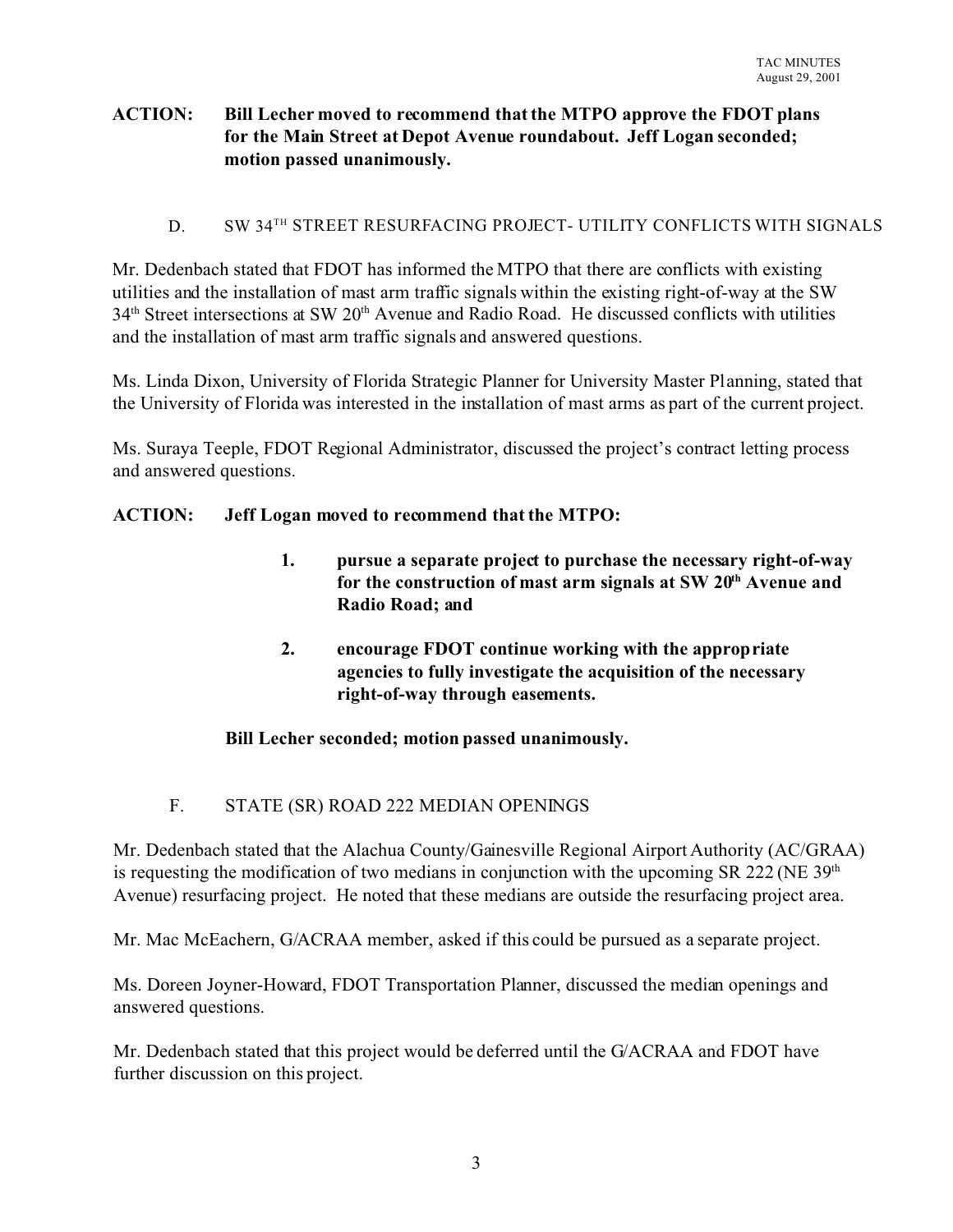**ACTION: Bill Lecher moved to recommend that the MTPO approve the FDOT plans for the Main Street at Depot Avenue roundabout. Jeff Logan seconded; motion passed unanimously.**

### D. SW 34TH STREET RESURFACING PROJECT- UTILITY CONFLICTS WITH SIGNALS

Mr. Dedenbach stated that FDOT has informed the MTPO that there are conflicts with existing utilities and the installation of mast arm traffic signals within the existing right-of-way at the SW 34th Street intersections at SW 20th Avenue and Radio Road. He discussed conflicts with utilities and the installation of mast arm traffic signals and answered questions.

Ms. Linda Dixon, University of Florida Strategic Planner for University Master Planning, stated that the University of Florida was interested in the installation of mast arms as part of the current project.

Ms. Suraya Teeple, FDOT Regional Administrator, discussed the project's contract letting process and answered questions.

**ACTION: Jeff Logan moved to recommend that the MTPO:**

1. **pursue a separate project to purchase the necessary right-of-way for the construction of mast arm signals at SW 20th Avenue and Radio Road; and**

2. **encourage FDOT continue working with the appropriate agencies to fully investigate the acquisition of the necessary right-of-way through easements.**

**Bill Lecher seconded; motion passed unanimously.**

### F. STATE (SR) ROAD 222 MEDIAN OPENINGS

Mr. Dedenbach stated that the Alachua County/Gainesville Regional Airport Authority (AC/GRAA) is requesting the modification of two medians in conjunction with the upcoming SR 222 (NE 39th Avenue) resurfacing project. He noted that these medians are outside the resurfacing project area.

Mr. Mac McEachern, G/ACRAA member, asked if this could be pursued as a separate project.

Ms. Doreen Joyner-Howard, FDOT Transportation Planner, discussed the median openings and answered questions.

Mr. Dedenbach stated that this project would be deferred until the G/ACRAA and FDOT have further discussion on this project.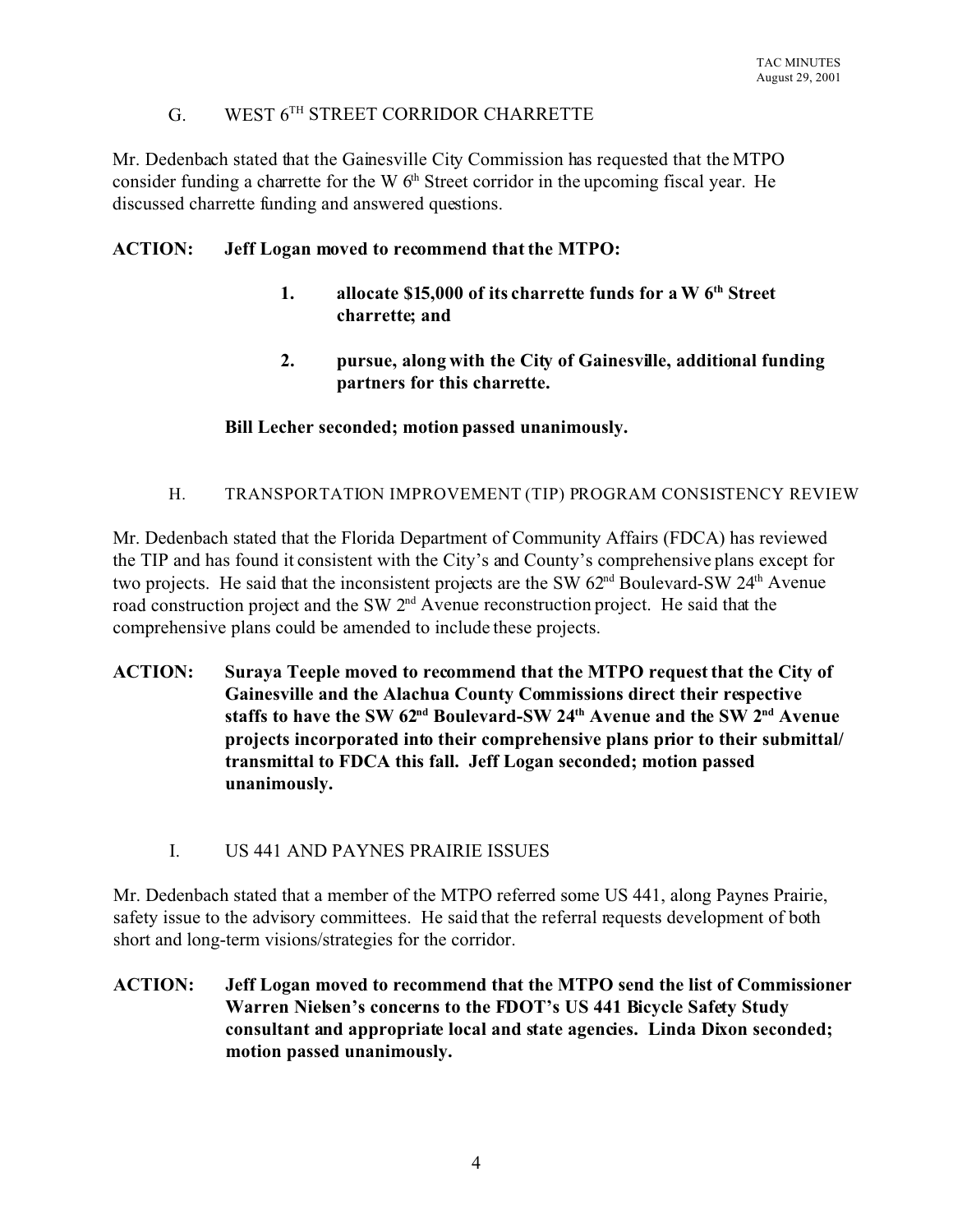## G. WEST 6TH STREET CORRIDOR CHARRETTE

Mr. Dedenbach stated that the Gainesville City Commission has requested that the MTPO consider funding a charrette for the W 6th Street corridor in the upcoming fiscal year. He discussed charrette funding and answered questions.

**ACTION: Jeff Logan moved to recommend that the MTPO:**

> **1. allocate $15,000 of its charrette funds for a W 6th Street charrette; and**
>
> **2. pursue, along with the City of Gainesville, additional funding partners for this charrette.**

**Bill Lecher seconded; motion passed unanimously.**

## H. TRANSPORTATION IMPROVEMENT (TIP) PROGRAM CONSISTENCY REVIEW

Mr. Dedenbach stated that the Florida Department of Community Affairs (FDCA) has reviewed the TIP and has found it consistent with the City's and County's comprehensive plans except for two projects. He said that the inconsistent projects are the SW 62nd Boulevard-SW 24th Avenue road construction project and the SW 2nd Avenue reconstruction project. He said that the comprehensive plans could be amended to include these projects.

**ACTION: Suraya Teeple moved to recommend that the MTPO request that the City of Gainesville and the Alachua County Commissions direct their respective staffs to have the SW 62nd Boulevard-SW 24th Avenue and the SW 2nd Avenue projects incorporated into their comprehensive plans prior to their submittal/ transmittal to FDCA this fall. Jeff Logan seconded; motion passed unanimously.**

## I. US 441 AND PAYNES PRAIRIE ISSUES

Mr. Dedenbach stated that a member of the MTPO referred some US 441, along Paynes Prairie, safety issue to the advisory committees. He said that the referral requests development of both short and long-term visions/strategies for the corridor.

**ACTION: Jeff Logan moved to recommend that the MTPO send the list of Commissioner Warren Nielsen's concerns to the FDOT's US 441 Bicycle Safety Study consultant and appropriate local and state agencies. Linda Dixon seconded; motion passed unanimously.**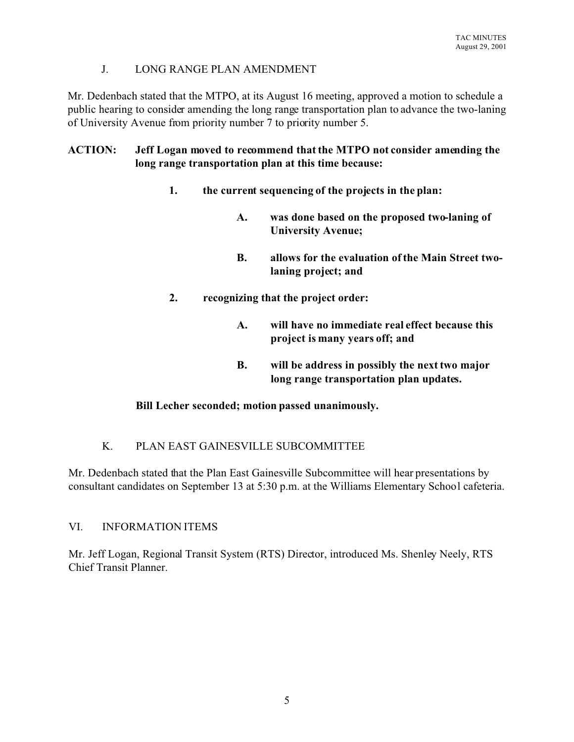### J. LONG RANGE PLAN AMENDMENT

Mr. Dedenbach stated that the MTPO, at its August 16 meeting, approved a motion to schedule a public hearing to consider amending the long range transportation plan to advance the two-laning of University Avenue from priority number 7 to priority number 5.

**ACTION: Jeff Logan moved to recommend that the MTPO not consider amending the long range transportation plan at this time because:**

**1. the current sequencing of the projects in the plan:**

**A. was done based on the proposed two-laning of University Avenue;**

**B. allows for the evaluation of the Main Street two-laning project; and**

**2. recognizing that the project order:**

**A. will have no immediate real effect because this project is many years off; and**

**B. will be address in possibly the next two major long range transportation plan updates.**

**Bill Lecher seconded; motion passed unanimously.**

### K. PLAN EAST GAINESVILLE SUBCOMMITTEE

Mr. Dedenbach stated that the Plan East Gainesville Subcommittee will hear presentations by consultant candidates on September 13 at 5:30 p.m. at the Williams Elementary School cafeteria.

## VI. INFORMATION ITEMS

Mr. Jeff Logan, Regional Transit System (RTS) Director, introduced Ms. Shenley Neely, RTS Chief Transit Planner.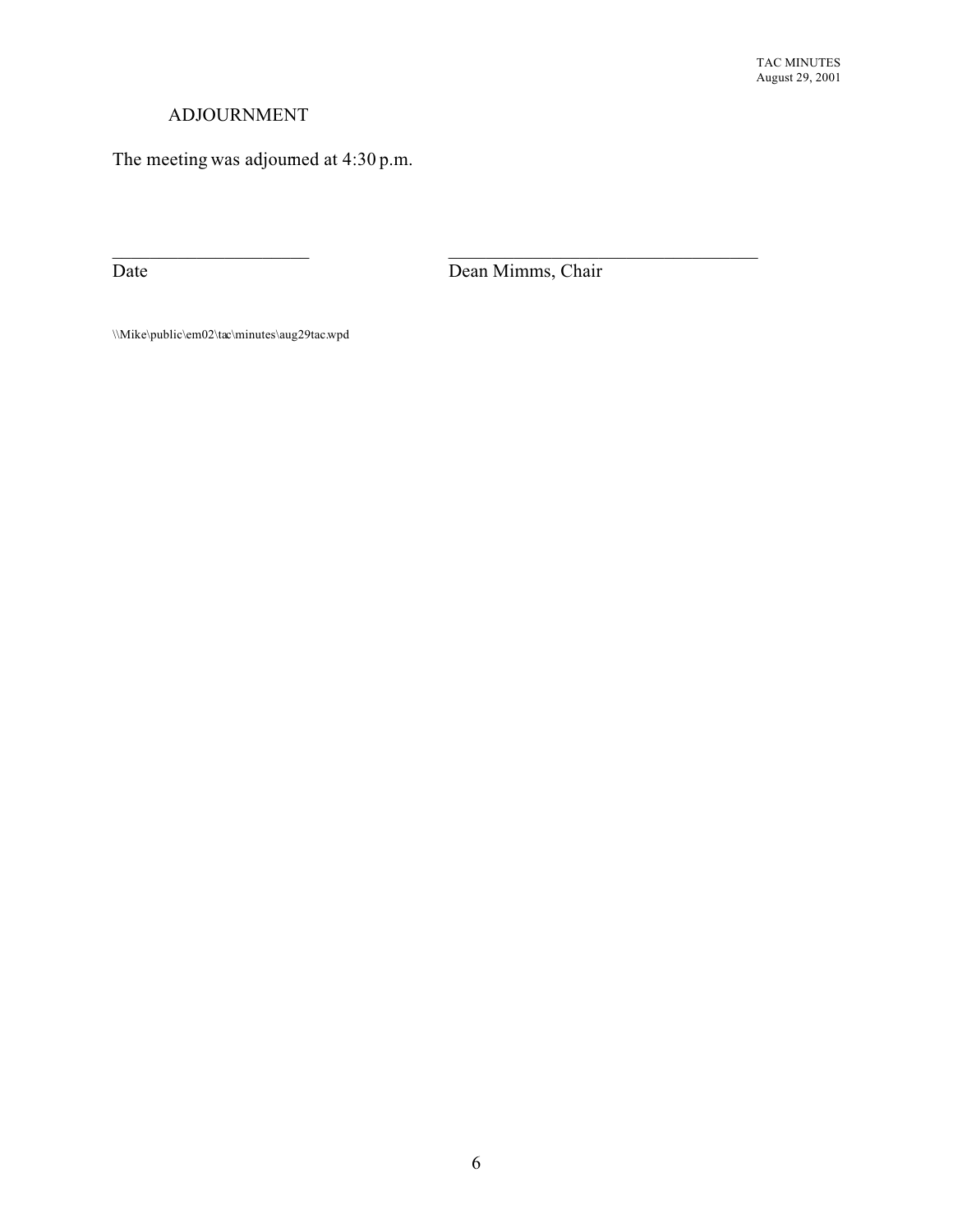## ADJOURNMENT

The meeting was adjourned at 4:30 p.m.

\_\_\_\_\_\_\_\_\_\_\_\_\_\_\_\_\_\_\_\_\_\_ \_\_\_\_\_\_\_\_\_\_\_\_\_\_\_\_\_\_\_\_\_\_\_\_\_\_\_\_\_\_\_\_\_\_\_

Date Dean Mimms, Chair

\\Mike\public\em02\tac\minutes\aug29tac.wpd